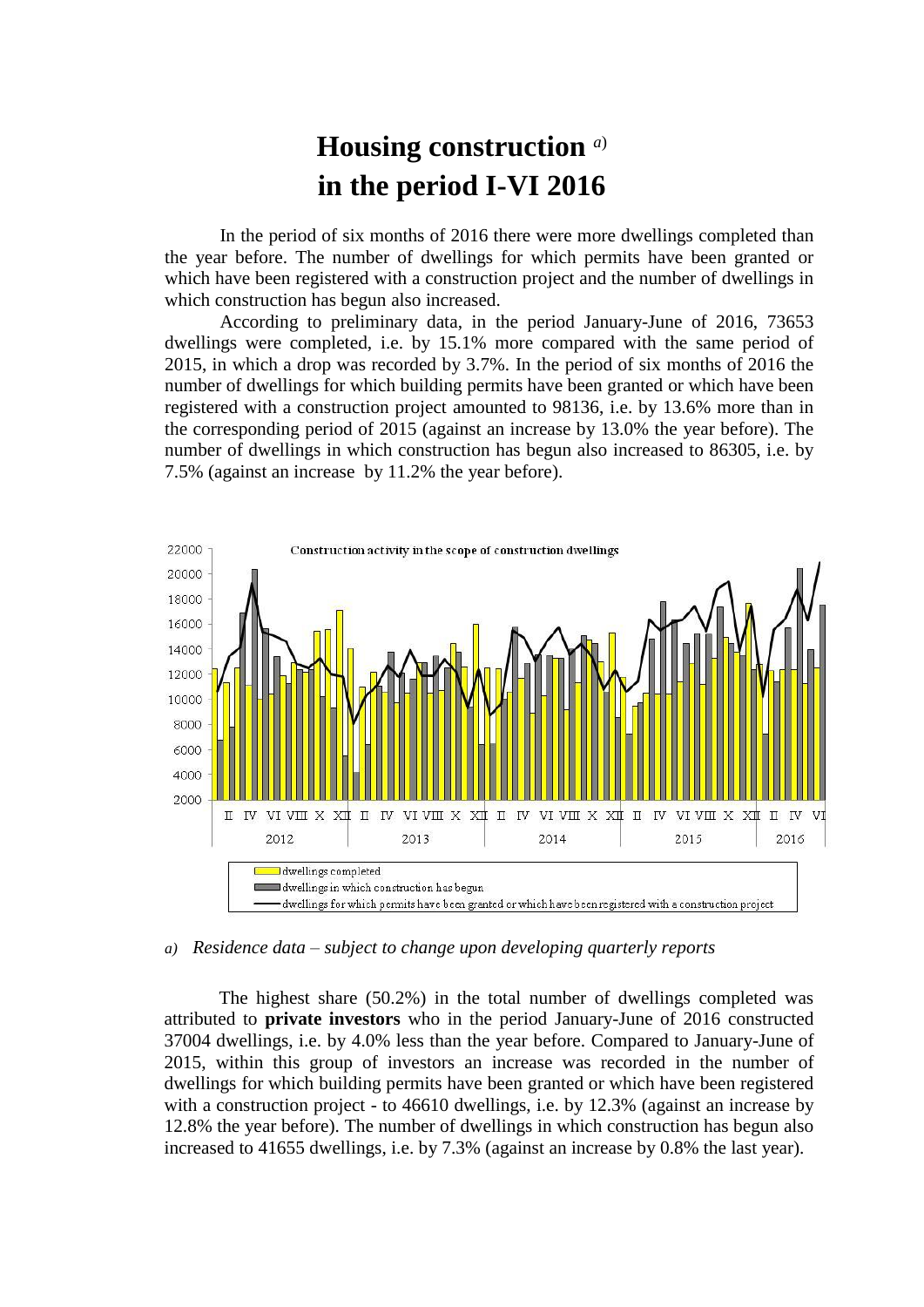# Housing construction [a)]
# in the period I-VI 2016

In the period of six months of 2016 there were more dwellings completed than the year before. The number of dwellings for which permits have been granted or which have been registered with a construction project and the number of dwellings in which construction has begun also increased.

According to preliminary data, in the period January-June of 2016, 73653 dwellings were completed, i.e. by 15.1% more compared with the same period of 2015, in which a drop was recorded by 3.7%. In the period of six months of 2016 the number of dwellings for which building permits have been granted or which have been registered with a construction project amounted to 98136, i.e. by 13.6% more than in the corresponding period of 2015 (against an increase by 13.0% the year before). The number of dwellings in which construction has begun also increased to 86305, i.e. by 7.5% (against an increase by 11.2% the year before).

Construction activity in the scope of construction dwellings

- dwellings completed
- dwellings in which construction has begun
- dwellings for which permits have been granted or which have been registered with a construction project

*a) Residence data – subject to change upon developing quarterly reports*

The highest share (50.2%) in the total number of dwellings completed was attributed to **private investors** who in the period January-June of 2016 constructed 37004 dwellings, i.e. by 4.0% less than the year before. Compared to January-June of 2015, within this group of investors an increase was recorded in the number of dwellings for which building permits have been granted or which have been registered with a construction project - to 46610 dwellings, i.e. by 12.3% (against an increase by 12.8% the year before). The number of dwellings in which construction has begun also increased to 41655 dwellings, i.e. by 7.3% (against an increase by 0.8% the last year).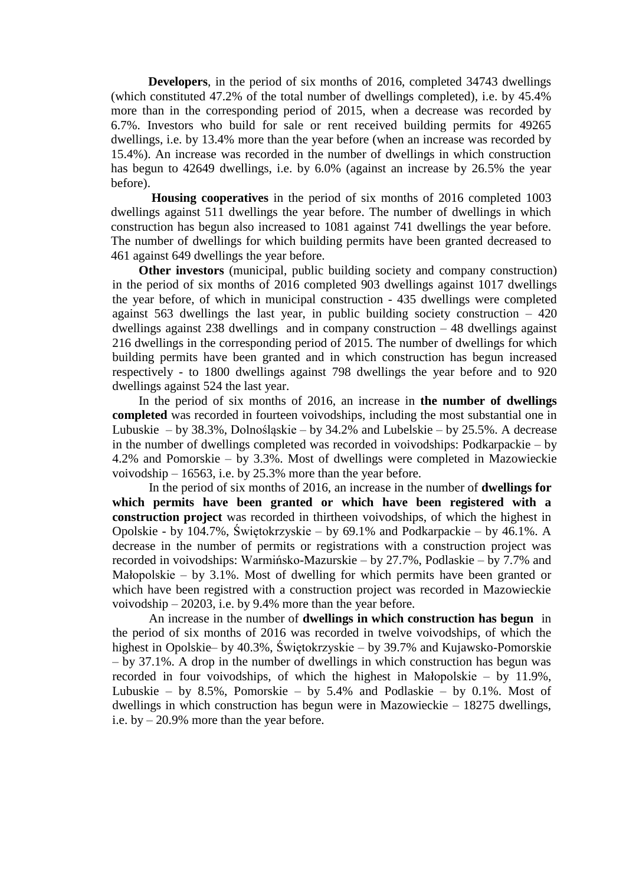**Developers**, in the period of six months of 2016, completed 34743 dwellings (which constituted 47.2% of the total number of dwellings completed), i.e. by 45.4% more than in the corresponding period of 2015, when a decrease was recorded by 6.7%. Investors who build for sale or rent received building permits for 49265 dwellings, i.e. by 13.4% more than the year before (when an increase was recorded by 15.4%). An increase was recorded in the number of dwellings in which construction has begun to 42649 dwellings, i.e. by 6.0% (against an increase by 26.5% the year before).

**Housing cooperatives** in the period of six months of 2016 completed 1003 dwellings against 511 dwellings the year before. The number of dwellings in which construction has begun also increased to 1081 against 741 dwellings the year before. The number of dwellings for which building permits have been granted decreased to 461 against 649 dwellings the year before.

**Other investors** (municipal, public building society and company construction) in the period of six months of 2016 completed 903 dwellings against 1017 dwellings the year before, of which in municipal construction - 435 dwellings were completed against 563 dwellings the last year, in public building society construction – 420 dwellings against 238 dwellings and in company construction – 48 dwellings against 216 dwellings in the corresponding period of 2015. The number of dwellings for which building permits have been granted and in which construction has begun increased respectively - to 1800 dwellings against 798 dwellings the year before and to 920 dwellings against 524 the last year.

In the period of six months of 2016, an increase in **the number of dwellings completed** was recorded in fourteen voivodships, including the most substantial one in Lubuskie – by 38.3%, Dolnośląskie – by 34.2% and Lubelskie – by 25.5%. A decrease in the number of dwellings completed was recorded in voivodships: Podkarpackie – by 4.2% and Pomorskie – by 3.3%. Most of dwellings were completed in Mazowieckie voivodship – 16563, i.e. by 25.3% more than the year before.

In the period of six months of 2016, an increase in the number of **dwellings for which permits have been granted or which have been registered with a construction project** was recorded in thirtheen voivodships, of which the highest in Opolskie - by 104.7%, Świętokrzyskie – by 69.1% and Podkarpackie – by 46.1%. A decrease in the number of permits or registrations with a construction project was recorded in voivodships: Warmińsko-Mazurskie – by 27.7%, Podlaskie – by 7.7% and Małopolskie – by 3.1%. Most of dwelling for which permits have been granted or which have been registred with a construction project was recorded in Mazowieckie voivodship – 20203, i.e. by 9.4% more than the year before.

An increase in the number of **dwellings in which construction has begun** in the period of six months of 2016 was recorded in twelve voivodships, of which the highest in Opolskie– by 40.3%, Świętokrzyskie – by 39.7% and Kujawsko-Pomorskie – by 37.1%. A drop in the number of dwellings in which construction has begun was recorded in four voivodships, of which the highest in Małopolskie – by 11.9%, Lubuskie – by 8.5%, Pomorskie – by 5.4% and Podlaskie – by 0.1%. Most of dwellings in which construction has begun were in Mazowieckie – 18275 dwellings, i.e. by – 20.9% more than the year before.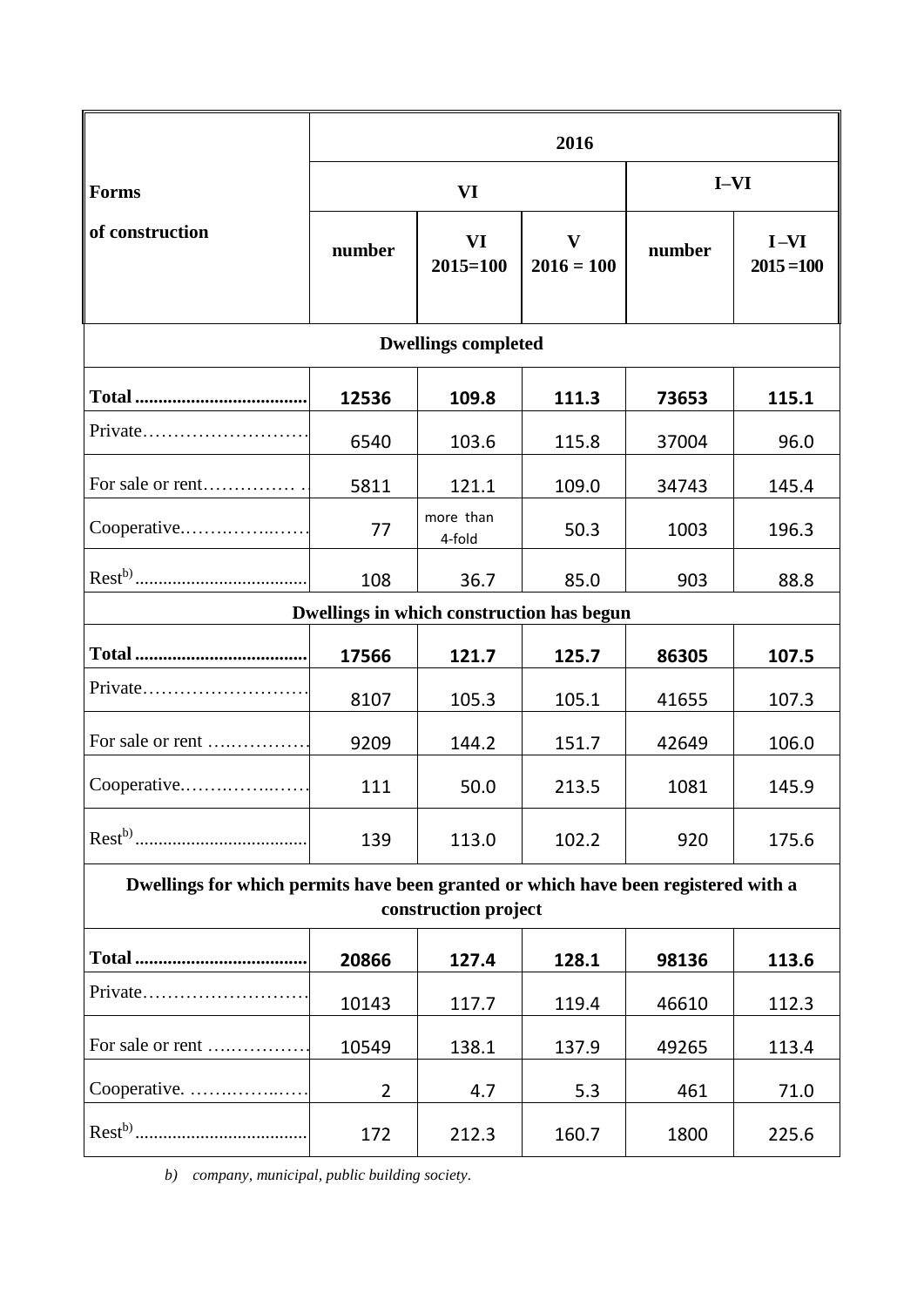| Forms of construction | 2016 | | | | |
|---|---|---|---|---|---|
| | VI | | | I–VI | |
| | number | VI 2015=100 | V 2016 = 100 | number | I –VI 2015 =100 |
| **Dwellings completed** | | | | | |
| **Total** | **12536** | **109.8** | **111.3** | **73653** | **115.1** |
| Private | 6540 | 103.6 | 115.8 | 37004 | 96.0 |
| For sale or rent | 5811 | 121.1 | 109.0 | 34743 | 145.4 |
| Cooperative | 77 | more than 4-fold | 50.3 | 1003 | 196.3 |
| Rest[b)] | 108 | 36.7 | 85.0 | 903 | 88.8 |
| **Dwellings in which construction has begun** | | | | | |
| **Total** | **17566** | **121.7** | **125.7** | **86305** | **107.5** |
| Private | 8107 | 105.3 | 105.1 | 41655 | 107.3 |
| For sale or rent | 9209 | 144.2 | 151.7 | 42649 | 106.0 |
| Cooperative | 111 | 50.0 | 213.5 | 1081 | 145.9 |
| Rest[b)] | 139 | 113.0 | 102.2 | 920 | 175.6 |
| **Dwellings for which permits have been granted or which have been registered with a construction project** | | | | | |
| **Total** | **20866** | **127.4** | **128.1** | **98136** | **113.6** |
| Private | 10143 | 117.7 | 119.4 | 46610 | 112.3 |
| For sale or rent | 10549 | 138.1 | 137.9 | 49265 | 113.4 |
| Cooperative | 2 | 4.7 | 5.3 | 461 | 71.0 |
| Rest[b)] | 172 | 212.3 | 160.7 | 1800 | 225.6 |

*b) company, municipal, public building society.*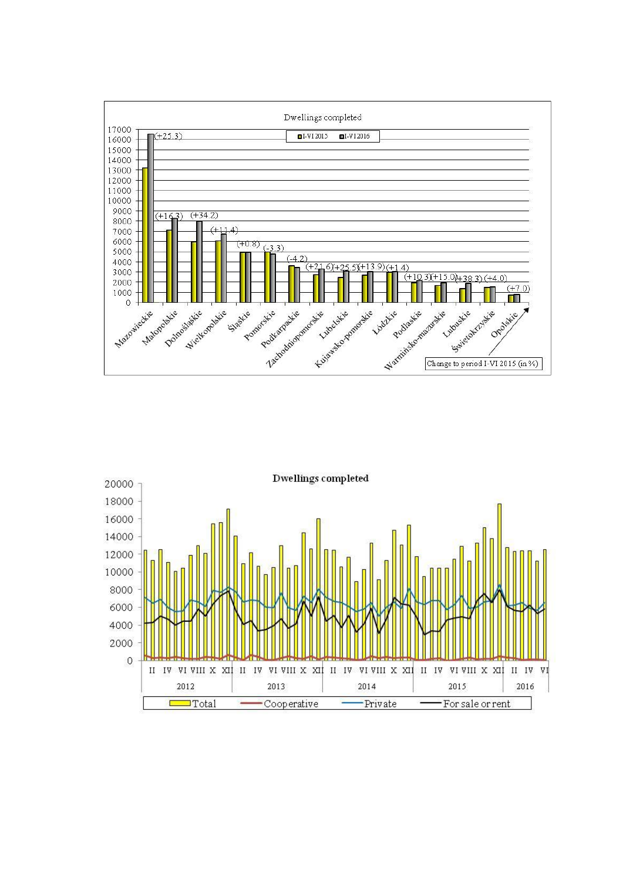**Dwellings completed**

I-VI 2015 | I-VI 2016

| Voivodship | Change to period I-VI 2015 (in %) |
|---|---|
| Mazowieckie | (+25.3) |
| Małopolskie | (+16.3) |
| Dolnośląskie | (+34.2) |
| Wielkopolskie | (+11.4) |
| Śląskie | (+0.8) |
| Pomorskie | (-3.3) |
| Podkarpackie | (-4.2) |
| Zachodniopomorskie | (+21.6) |
| Lubelskie | (+25.5) |
| Kujawsko-pomorskie | (+13.9) |
| Łódzkie | (+1.4) |
| Podlaskie | (+10.3) |
| Warmińsko-mazurskie | (+15.0) |
| Lubuskie | (+38.3) |
| Świętokrzyskie | (+4.0) |
| Opolskie | (+7.0) |

**Dwellings completed**

Total | Cooperative | Private | For sale or rent

2012 | 2013 | 2014 | 2015 | 2016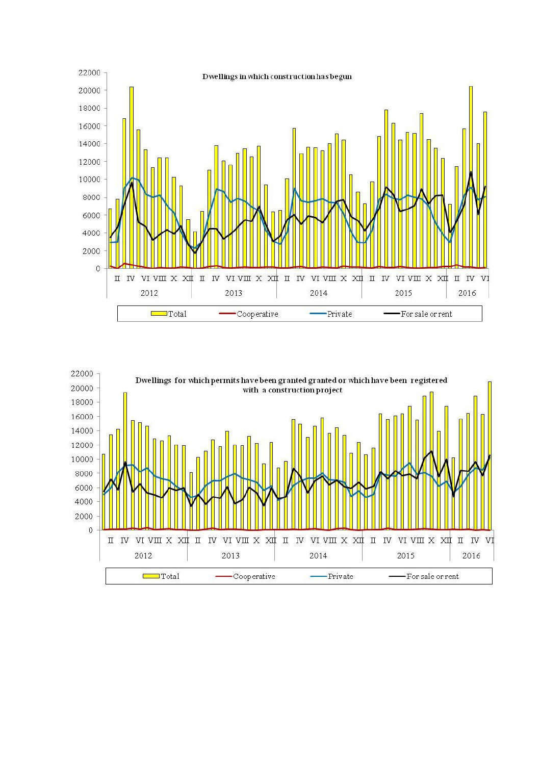Dwellings in which construction has begun

22000
20000
18000
16000
14000
12000
10000
8000
6000
4000
2000
0

II IV VI VIII X XII II IV VI VIII X XII II IV VI VIII X XII II IV VI VIII X XII II IV VI

2012 2013 2014 2015 2016

Total Cooperative Private For sale or rent

Dwellings for which permits have been granted granted or which have been registered with a construction project

22000
20000
18000
16000
14000
12000
10000
8000
6000
4000
2000
0

II IV VI VIII X XII II IV VI VIII X XII II IV VI VIII X XII II IV VI VIII X XII II IV VI

2012 2013 2014 2015 2016

Total Cooperative Private For sale or rent